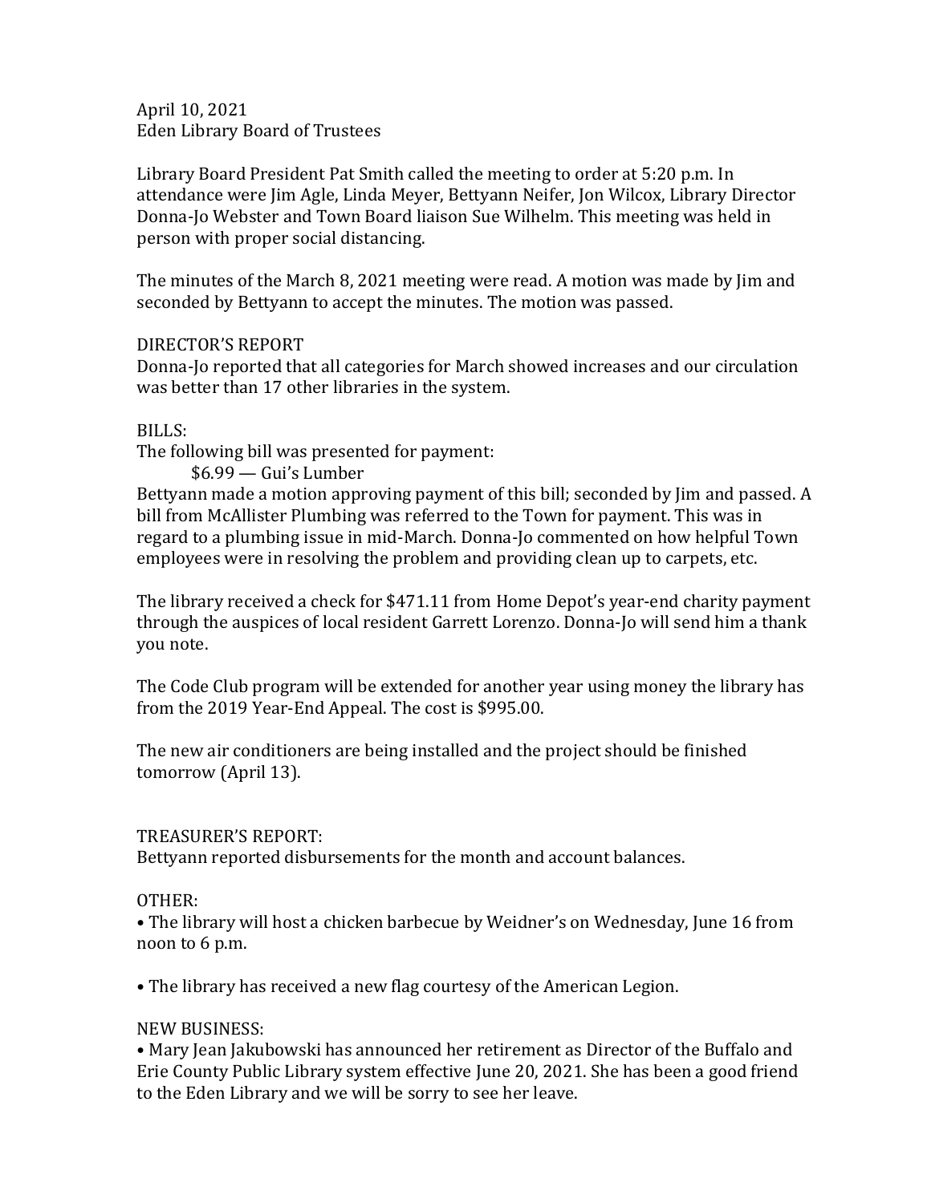April 10, 2021
Eden Library Board of Trustees

Library Board President Pat Smith called the meeting to order at 5:20 p.m. In attendance were Jim Agle, Linda Meyer, Bettyann Neifer, Jon Wilcox, Library Director Donna-Jo Webster and Town Board liaison Sue Wilhelm. This meeting was held in person with proper social distancing.

The minutes of the March 8, 2021 meeting were read. A motion was made by Jim and seconded by Bettyann to accept the minutes. The motion was passed.

DIRECTOR'S REPORT
Donna-Jo reported that all categories for March showed increases and our circulation was better than 17 other libraries in the system.

BILLS:
The following bill was presented for payment:

$6.99 — Gui's Lumber

Bettyann made a motion approving payment of this bill; seconded by Jim and passed. A bill from McAllister Plumbing was referred to the Town for payment. This was in regard to a plumbing issue in mid-March. Donna-Jo commented on how helpful Town employees were in resolving the problem and providing clean up to carpets, etc.

The library received a check for $471.11 from Home Depot's year-end charity payment through the auspices of local resident Garrett Lorenzo. Donna-Jo will send him a thank you note.

The Code Club program will be extended for another year using money the library has from the 2019 Year-End Appeal. The cost is $995.00.

The new air conditioners are being installed and the project should be finished tomorrow (April 13).

TREASURER'S REPORT:
Bettyann reported disbursements for the month and account balances.

OTHER:

• The library will host a chicken barbecue by Weidner's on Wednesday, June 16 from noon to 6 p.m.

• The library has received a new flag courtesy of the American Legion.

NEW BUSINESS:

• Mary Jean Jakubowski has announced her retirement as Director of the Buffalo and Erie County Public Library system effective June 20, 2021. She has been a good friend to the Eden Library and we will be sorry to see her leave.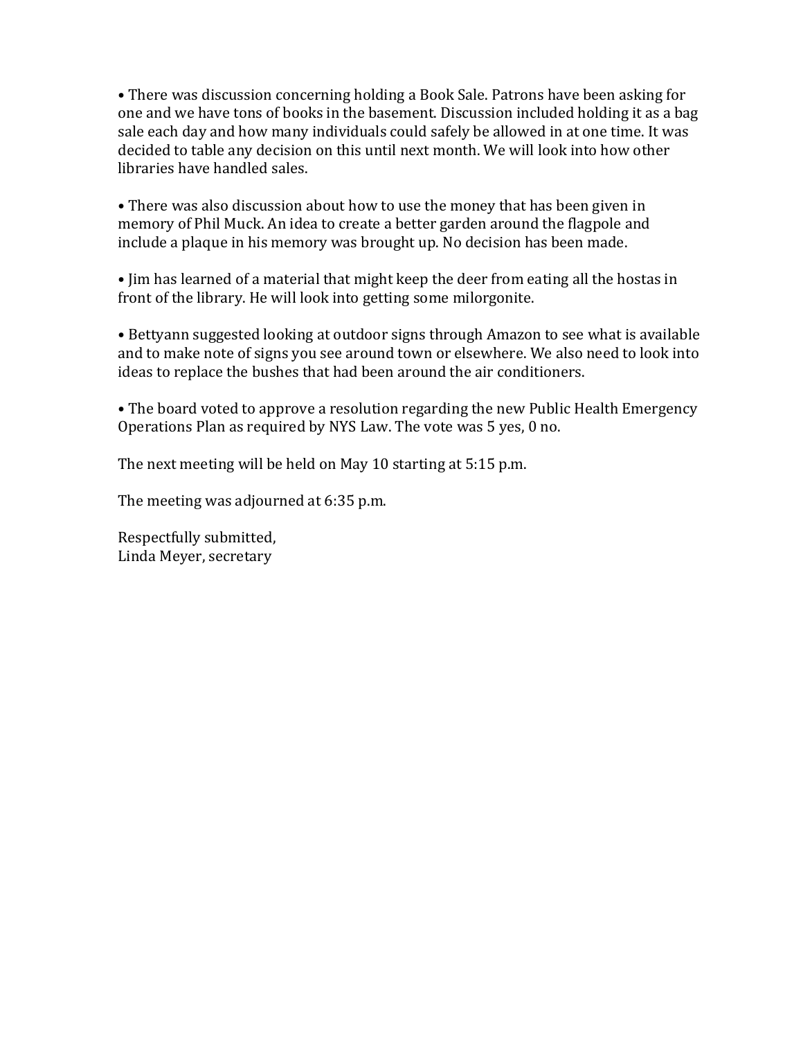- There was discussion concerning holding a Book Sale. Patrons have been asking for one and we have tons of books in the basement. Discussion included holding it as a bag sale each day and how many individuals could safely be allowed in at one time. It was decided to table any decision on this until next month. We will look into how other libraries have handled sales.

- There was also discussion about how to use the money that has been given in memory of Phil Muck. An idea to create a better garden around the flagpole and include a plaque in his memory was brought up. No decision has been made.

- Jim has learned of a material that might keep the deer from eating all the hostas in front of the library. He will look into getting some milorgonite.

- Bettyann suggested looking at outdoor signs through Amazon to see what is available and to make note of signs you see around town or elsewhere. We also need to look into ideas to replace the bushes that had been around the air conditioners.

- The board voted to approve a resolution regarding the new Public Health Emergency Operations Plan as required by NYS Law. The vote was 5 yes, 0 no.

The next meeting will be held on May 10 starting at 5:15 p.m.

The meeting was adjourned at 6:35 p.m.

Respectfully submitted,
Linda Meyer, secretary